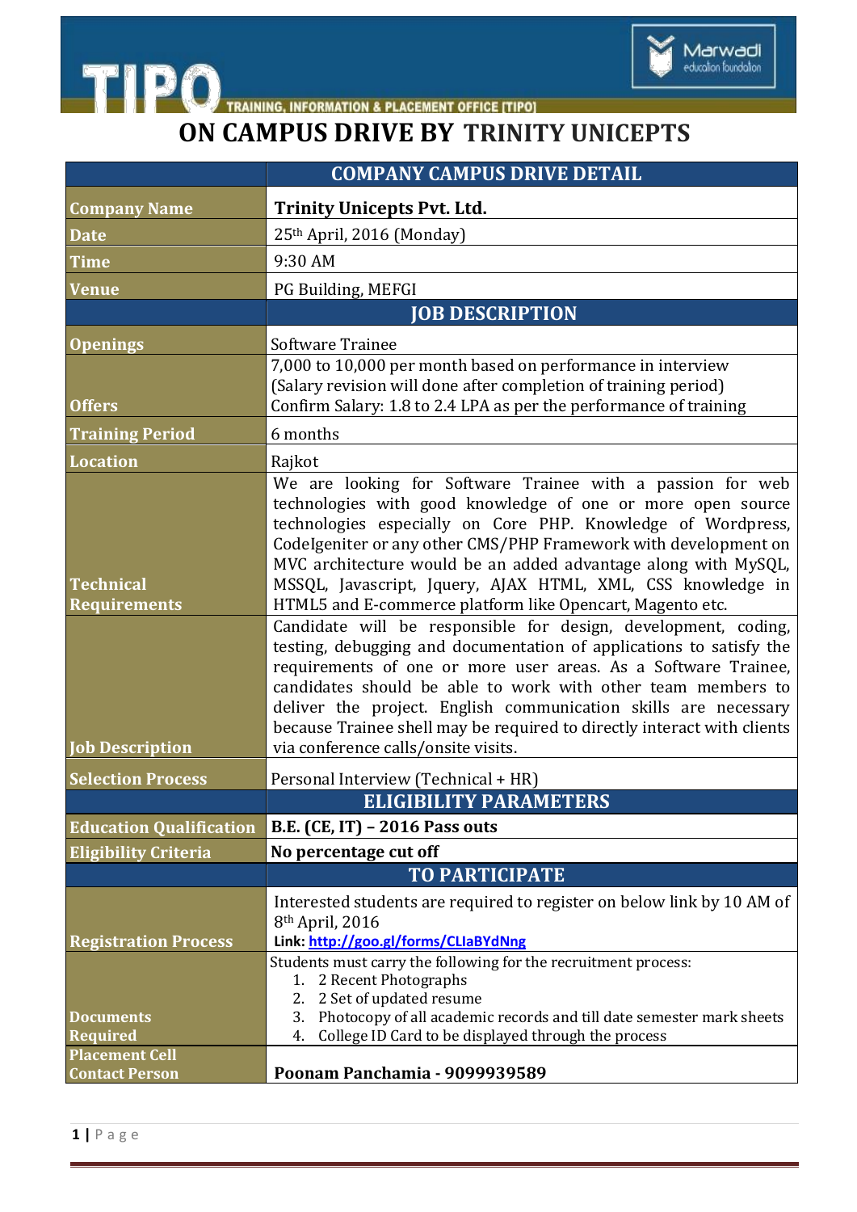TIPO — TRAINING, INFORMATION & PLACEMENT OFFICE [TIPO]

Marwadi education foundation

# ON CAMPUS DRIVE BY TRINITY UNICEPTS

| | COMPANY CAMPUS DRIVE DETAIL |
|---|---|
| **Company Name** | **Trinity Unicepts Pvt. Ltd.** |
| **Date** | 25th April, 2016 (Monday) |
| **Time** | 9:30 AM |
| **Venue** | PG Building, MEFGI |
| | **JOB DESCRIPTION** |
| **Openings** | Software Trainee |
| **Offers** | 7,000 to 10,000 per month based on performance in interview<br>(Salary revision will done after completion of training period)<br>Confirm Salary: 1.8 to 2.4 LPA as per the performance of training |
| **Training Period** | 6 months |
| **Location** | Rajkot |
| **Technical Requirements** | We are looking for Software Trainee with a passion for web technologies with good knowledge of one or more open source technologies especially on Core PHP. Knowledge of Wordpress, CodeIgeniter or any other CMS/PHP Framework with development on MVC architecture would be an added advantage along with MySQL, MSSQL, Javascript, Jquery, AJAX HTML, XML, CSS knowledge in HTML5 and E-commerce platform like Opencart, Magento etc. |
| **Job Description** | Candidate will be responsible for design, development, coding, testing, debugging and documentation of applications to satisfy the requirements of one or more user areas. As a Software Trainee, candidates should be able to work with other team members to deliver the project. English communication skills are necessary because Trainee shell may be required to directly interact with clients via conference calls/onsite visits. |
| **Selection Process** | Personal Interview (Technical + HR) |
| | **ELIGIBILITY PARAMETERS** |
| **Education Qualification** | **B.E. (CE, IT) – 2016 Pass outs** |
| **Eligibility Criteria** | **No percentage cut off** |
| | **TO PARTICIPATE** |
| **Registration Process** | Interested students are required to register on below link by 10 AM of 8th April, 2016<br>**Link: http://goo.gl/forms/CLIaBYdNng** |
| **Documents Required** | Students must carry the following for the recruitment process:<br>1. 2 Recent Photographs<br>2. 2 Set of updated resume<br>3. Photocopy of all academic records and till date semester mark sheets<br>4. College ID Card to be displayed through the process |
| **Placement Cell Contact Person** | **Poonam Panchamia - 9099939589** |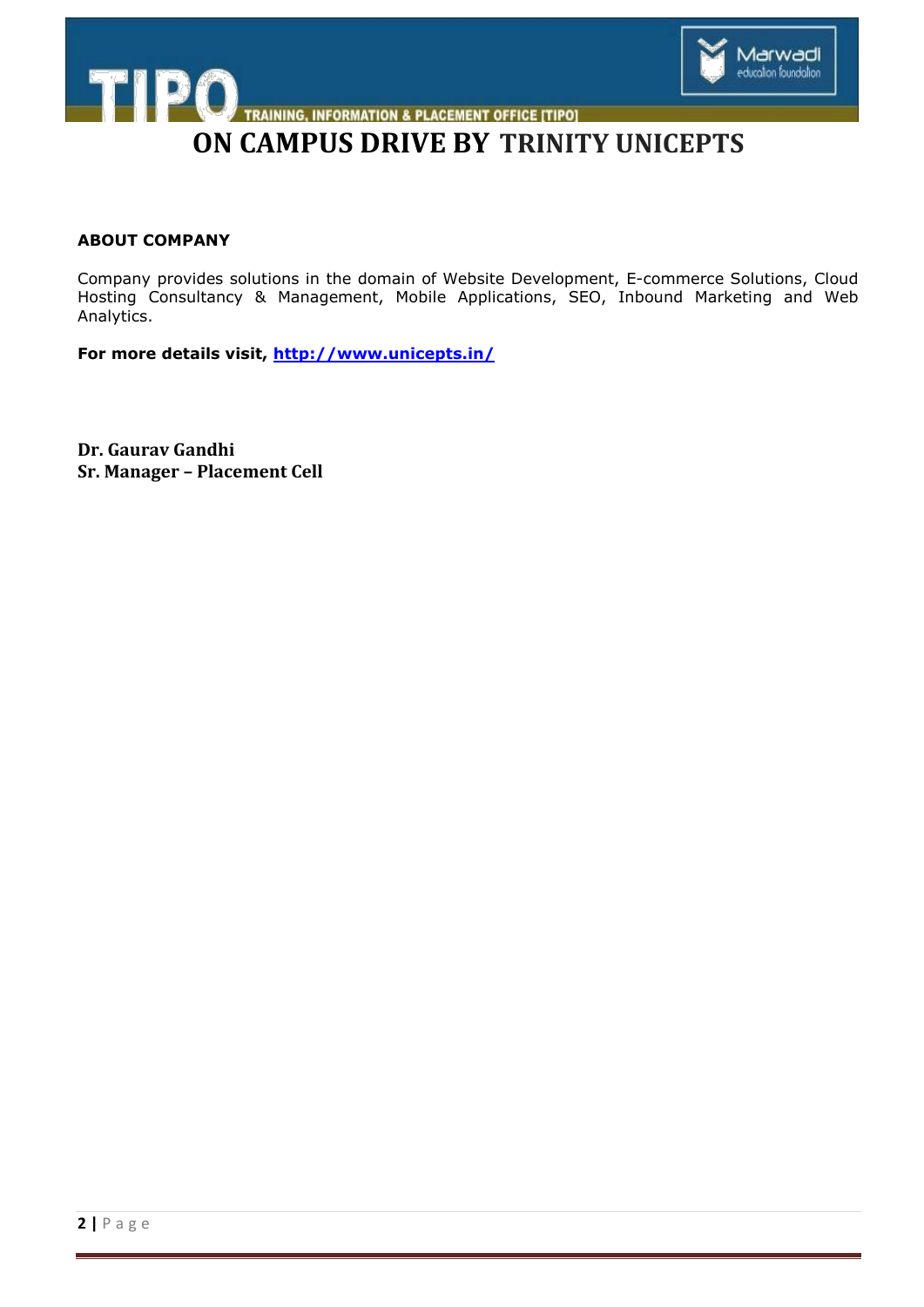# ON CAMPUS DRIVE BY TRINITY UNICEPTS

**ABOUT COMPANY**

Company provides solutions in the domain of Website Development, E-commerce Solutions, Cloud Hosting Consultancy & Management, Mobile Applications, SEO, Inbound Marketing and Web Analytics.

**For more details visit, http://www.unicepts.in/**

**Dr. Gaurav Gandhi**
**Sr. Manager – Placement Cell**